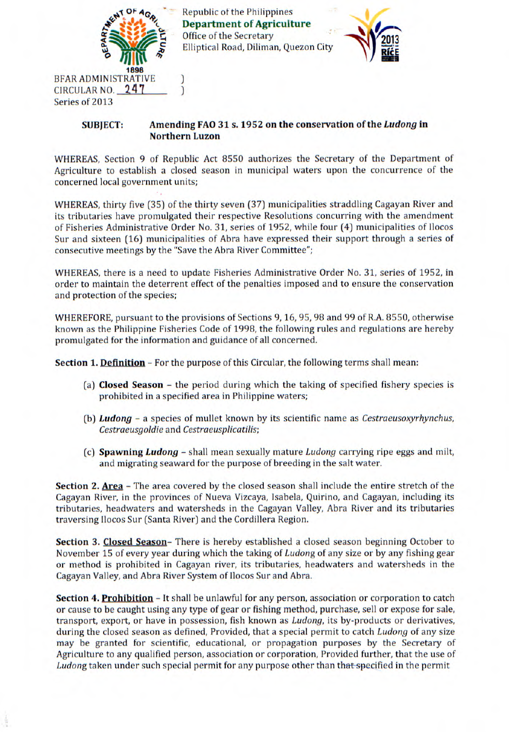Republic of the Philippines
**Department of Agriculture**
Office of the Secretary
Elliptical Road, Diliman, Quezon City

BFAR ADMINISTRATIVE CIRCULAR NO. 247
Series of 2013

**SUBJECT: Amending FAO 31 s. 1952 on the conservation of the *Ludong* in Northern Luzon**

WHEREAS, Section 9 of Republic Act 8550 authorizes the Secretary of the Department of Agriculture to establish a closed season in municipal waters upon the concurrence of the concerned local government units;

WHEREAS, thirty five (35) of the thirty seven (37) municipalities straddling Cagayan River and its tributaries have promulgated their respective Resolutions concurring with the amendment of Fisheries Administrative Order No. 31, series of 1952, while four (4) municipalities of Ilocos Sur and sixteen (16) municipalities of Abra have expressed their support through a series of consecutive meetings by the "Save the Abra River Committee";

WHEREAS, there is a need to update Fisheries Administrative Order No. 31, series of 1952, in order to maintain the deterrent effect of the penalties imposed and to ensure the conservation and protection of the species;

WHEREFORE, pursuant to the provisions of Sections 9, 16, 95, 98 and 99 of R.A. 8550, otherwise known as the Philippine Fisheries Code of 1998, the following rules and regulations are hereby promulgated for the information and guidance of all concerned.

**Section 1. Definition** – For the purpose of this Circular, the following terms shall mean:

(a) **Closed Season** – the period during which the taking of specified fishery species is prohibited in a specified area in Philippine waters;

(b) ***Ludong*** – a species of mullet known by its scientific name as *Cestraeusoxyrhynchus*, *Cestraeusgoldie* and *Cestraeusplicatilis*;

(c) **Spawning *Ludong*** – shall mean sexually mature *Ludong* carrying ripe eggs and milt, and migrating seaward for the purpose of breeding in the salt water.

**Section 2. Area** – The area covered by the closed season shall include the entire stretch of the Cagayan River, in the provinces of Nueva Vizcaya, Isabela, Quirino, and Cagayan, including its tributaries, headwaters and watersheds in the Cagayan Valley, Abra River and its tributaries traversing Ilocos Sur (Santa River) and the Cordillera Region.

**Section 3. Closed Season**– There is hereby established a closed season beginning October to November 15 of every year during which the taking of *Ludong* of any size or by any fishing gear or method is prohibited in Cagayan river, its tributaries, headwaters and watersheds in the Cagayan Valley, and Abra River System of Ilocos Sur and Abra.

**Section 4. Prohibition** – It shall be unlawful for any person, association or corporation to catch or cause to be caught using any type of gear or fishing method, purchase, sell or expose for sale, transport, export, or have in possession, fish known as *Ludong*, its by-products or derivatives, during the closed season as defined, Provided, that a special permit to catch *Ludong* of any size may be granted for scientific, educational, or propagation purposes by the Secretary of Agriculture to any qualified person, association or corporation, Provided further, that the use of *Ludong* taken under such special permit for any purpose other than that specified in the permit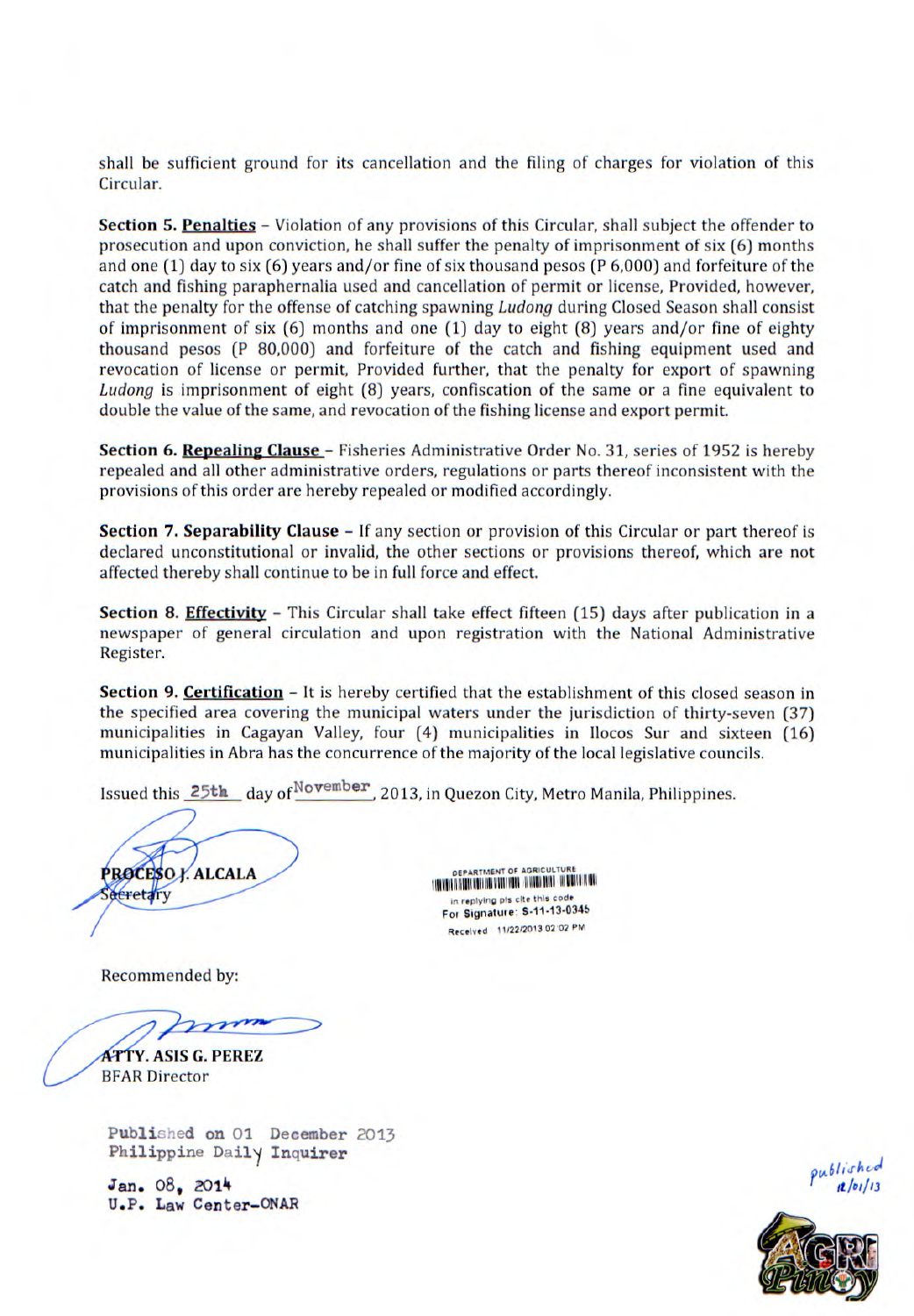shall be sufficient ground for its cancellation and the filing of charges for violation of this Circular.

**Section 5. Penalties** – Violation of any provisions of this Circular, shall subject the offender to prosecution and upon conviction, he shall suffer the penalty of imprisonment of six (6) months and one (1) day to six (6) years and/or fine of six thousand pesos (P 6,000) and forfeiture of the catch and fishing paraphernalia used and cancellation of permit or license, Provided, however, that the penalty for the offense of catching spawning *Ludong* during Closed Season shall consist of imprisonment of six (6) months and one (1) day to eight (8) years and/or fine of eighty thousand pesos (P 80,000) and forfeiture of the catch and fishing equipment used and revocation of license or permit, Provided further, that the penalty for export of spawning *Ludong* is imprisonment of eight (8) years, confiscation of the same or a fine equivalent to double the value of the same, and revocation of the fishing license and export permit.

**Section 6. Repealing Clause** – Fisheries Administrative Order No. 31, series of 1952 is hereby repealed and all other administrative orders, regulations or parts thereof inconsistent with the provisions of this order are hereby repealed or modified accordingly.

**Section 7. Separability Clause** – If any section or provision of this Circular or part thereof is declared unconstitutional or invalid, the other sections or provisions thereof, which are not affected thereby shall continue to be in full force and effect.

**Section 8. Effectivity** – This Circular shall take effect fifteen (15) days after publication in a newspaper of general circulation and upon registration with the National Administrative Register.

**Section 9. Certification** – It is hereby certified that the establishment of this closed season in the specified area covering the municipal waters under the jurisdiction of thirty-seven (37) municipalities in Cagayan Valley, four (4) municipalities in Ilocos Sur and sixteen (16) municipalities in Abra has the concurrence of the majority of the local legislative councils.

Issued this 25th day of November, 2013, in Quezon City, Metro Manila, Philippines.

**PROCESO J. ALCALA**
Secretary

DEPARTMENT OF AGRICULTURE
in replying pls cite this code
For Signature: S-11-13-0345
Received 11/22/2013 02:02 PM

Recommended by:

**ATTY. ASIS G. PEREZ**
BFAR Director

Published on 01 December 2013
Philippine Daily Inquirer

Jan. 08, 2014
U.P. Law Center-ONAR

published 12/01/13